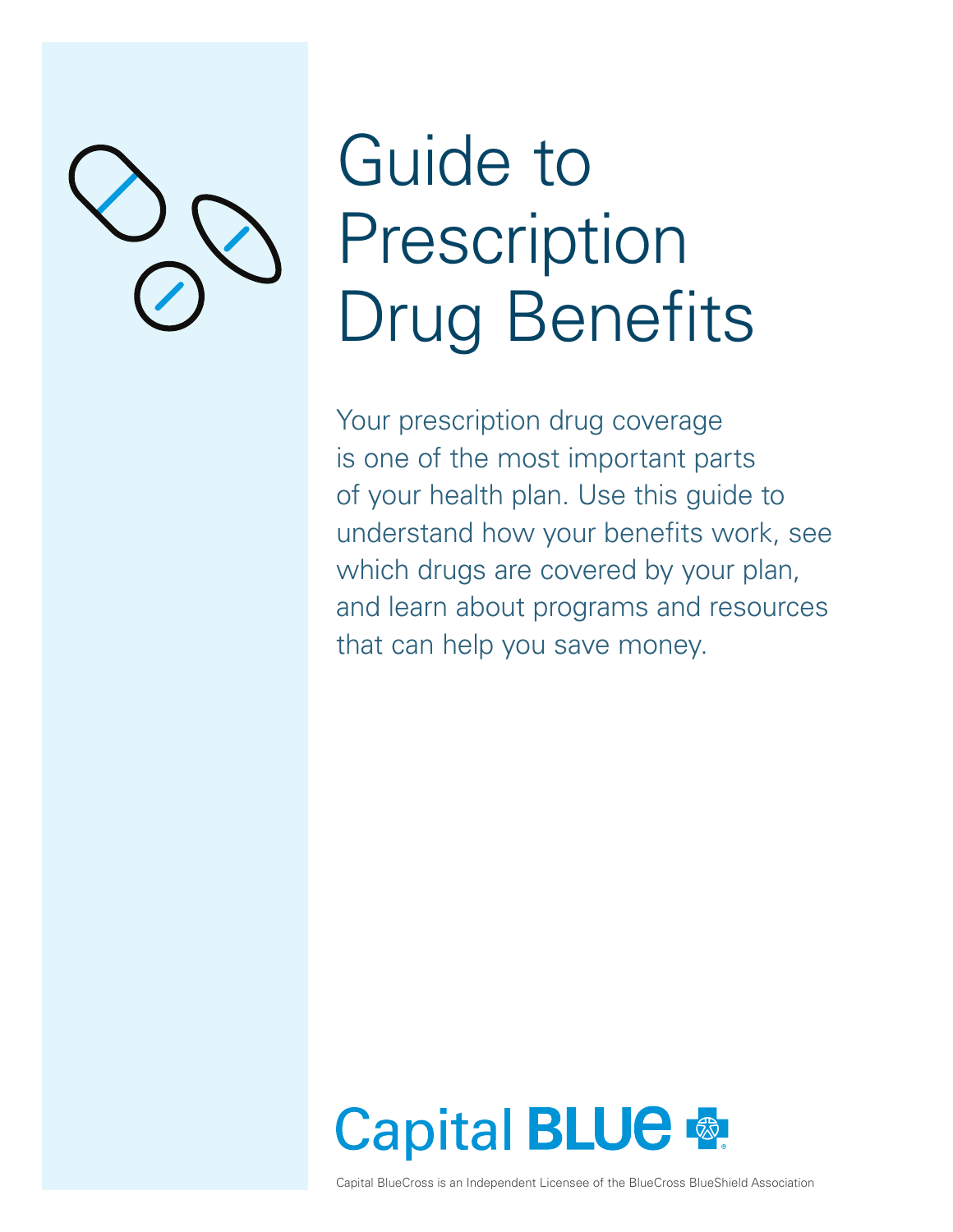# Guide to Prescription Drug Benefits

Your prescription drug coverage is one of the most important parts of your health plan. Use this guide to understand how your benefits work, see which drugs are covered by your plan, and learn about programs and resources that can help you save money.

Capital BLUE

Capital BlueCross is an Independent Licensee of the BlueCross BlueShield Association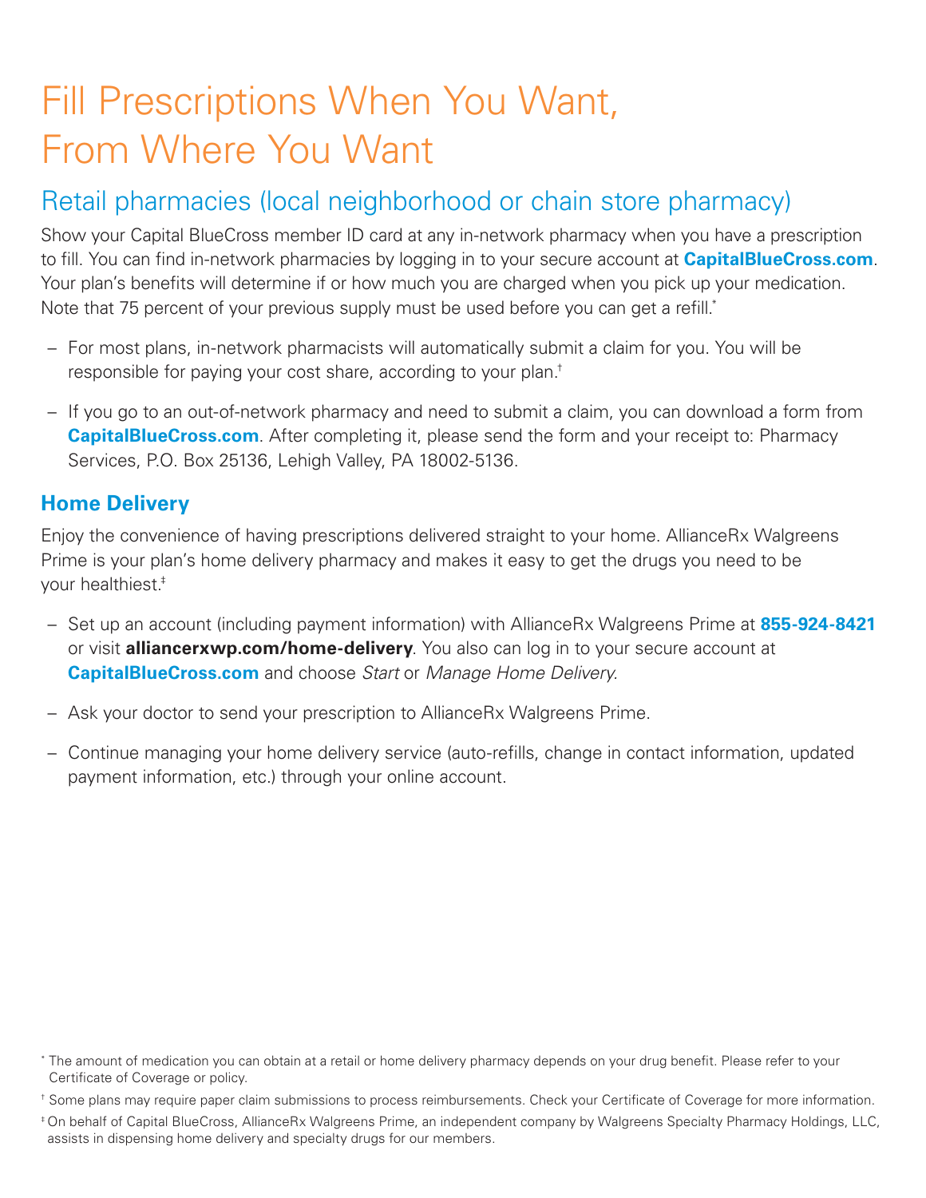# Fill Prescriptions When You Want, From Where You Want

## Retail pharmacies (local neighborhood or chain store pharmacy)

Show your Capital BlueCross member ID card at any in-network pharmacy when you have a prescription to fill. You can find in-network pharmacies by logging in to your secure account at **CapitalBlueCross.com**. Your plan's benefits will determine if or how much you are charged when you pick up your medication. Note that 75 percent of your previous supply must be used before you can get a refill.*

- For most plans, in-network pharmacists will automatically submit a claim for you. You will be responsible for paying your cost share, according to your plan.†
- If you go to an out-of-network pharmacy and need to submit a claim, you can download a form from **CapitalBlueCross.com**. After completing it, please send the form and your receipt to: Pharmacy Services, P.O. Box 25136, Lehigh Valley, PA 18002-5136.

### Home Delivery

Enjoy the convenience of having prescriptions delivered straight to your home. AllianceRx Walgreens Prime is your plan's home delivery pharmacy and makes it easy to get the drugs you need to be your healthiest.‡

- Set up an account (including payment information) with AllianceRx Walgreens Prime at **855-924-8421** or visit **alliancerxwp.com/home-delivery**. You also can log in to your secure account at **CapitalBlueCross.com** and choose *Start* or *Manage Home Delivery.*
- Ask your doctor to send your prescription to AllianceRx Walgreens Prime.
- Continue managing your home delivery service (auto-refills, change in contact information, updated payment information, etc.) through your online account.

\* The amount of medication you can obtain at a retail or home delivery pharmacy depends on your drug benefit. Please refer to your Certificate of Coverage or policy.

† Some plans may require paper claim submissions to process reimbursements. Check your Certificate of Coverage for more information.

‡ On behalf of Capital BlueCross, AllianceRx Walgreens Prime, an independent company by Walgreens Specialty Pharmacy Holdings, LLC, assists in dispensing home delivery and specialty drugs for our members.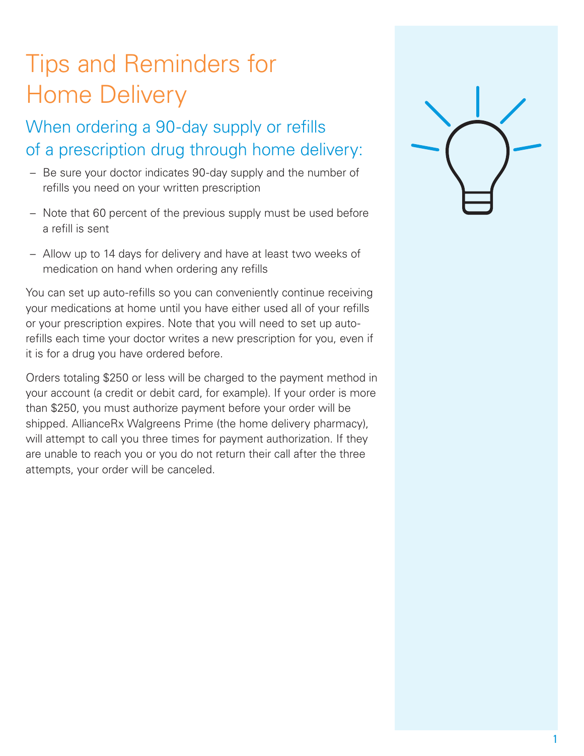# Tips and Reminders for Home Delivery

## When ordering a 90-day supply or refills of a prescription drug through home delivery:

- Be sure your doctor indicates 90-day supply and the number of refills you need on your written prescription
- Note that 60 percent of the previous supply must be used before a refill is sent
- Allow up to 14 days for delivery and have at least two weeks of medication on hand when ordering any refills

You can set up auto-refills so you can conveniently continue receiving your medications at home until you have either used all of your refills or your prescription expires. Note that you will need to set up auto-refills each time your doctor writes a new prescription for you, even if it is for a drug you have ordered before.

Orders totaling $250 or less will be charged to the payment method in your account (a credit or debit card, for example). If your order is more than $250, you must authorize payment before your order will be shipped. AllianceRx Walgreens Prime (the home delivery pharmacy), will attempt to call you three times for payment authorization. If they are unable to reach you or you do not return their call after the three attempts, your order will be canceled.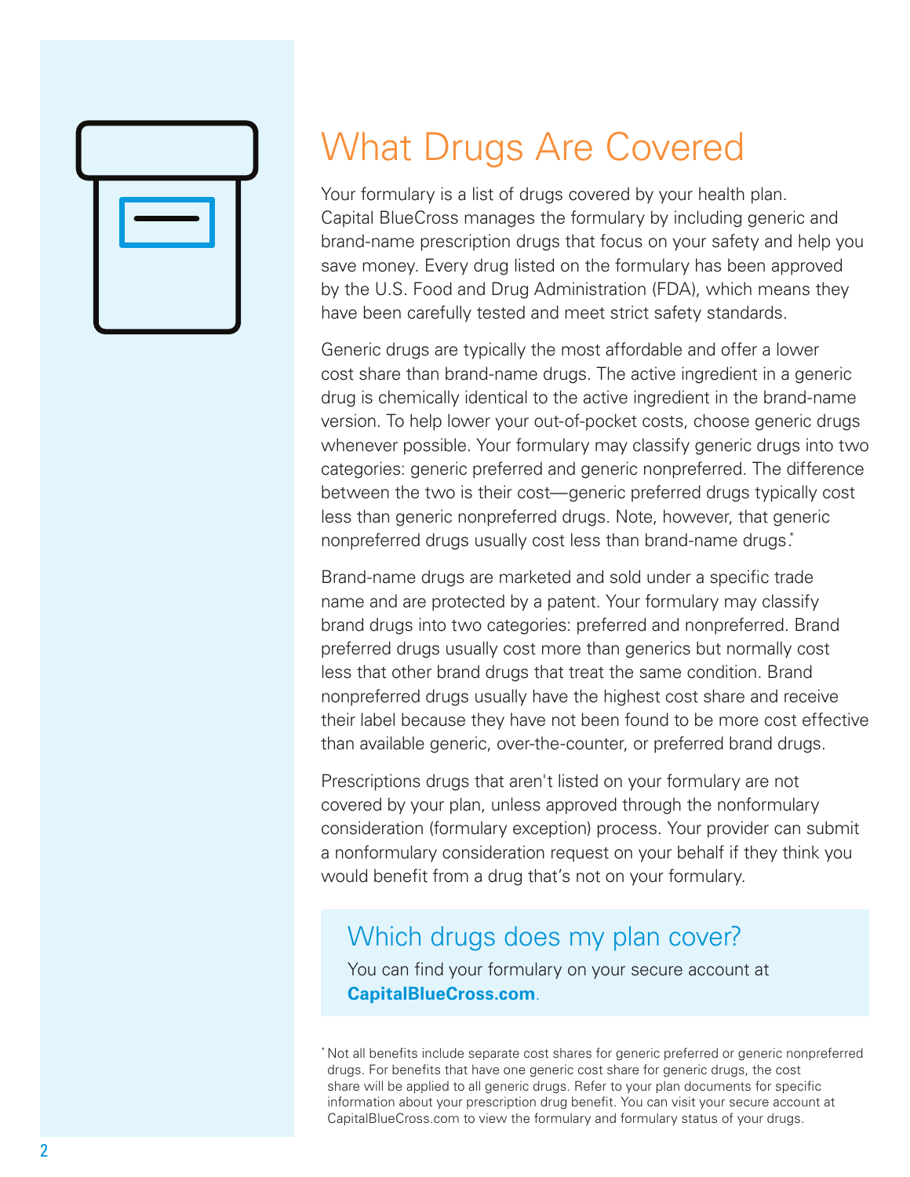# What Drugs Are Covered

Your formulary is a list of drugs covered by your health plan. Capital BlueCross manages the formulary by including generic and brand-name prescription drugs that focus on your safety and help you save money. Every drug listed on the formulary has been approved by the U.S. Food and Drug Administration (FDA), which means they have been carefully tested and meet strict safety standards.

Generic drugs are typically the most affordable and offer a lower cost share than brand-name drugs. The active ingredient in a generic drug is chemically identical to the active ingredient in the brand-name version. To help lower your out-of-pocket costs, choose generic drugs whenever possible. Your formulary may classify generic drugs into two categories: generic preferred and generic nonpreferred. The difference between the two is their cost—generic preferred drugs typically cost less than generic nonpreferred drugs. Note, however, that generic nonpreferred drugs usually cost less than brand-name drugs.*

Brand-name drugs are marketed and sold under a specific trade name and are protected by a patent. Your formulary may classify brand drugs into two categories: preferred and nonpreferred. Brand preferred drugs usually cost more than generics but normally cost less that other brand drugs that treat the same condition. Brand nonpreferred drugs usually have the highest cost share and receive their label because they have not been found to be more cost effective than available generic, over-the-counter, or preferred brand drugs.

Prescriptions drugs that aren't listed on your formulary are not covered by your plan, unless approved through the nonformulary consideration (formulary exception) process. Your provider can submit a nonformulary consideration request on your behalf if they think you would benefit from a drug that's not on your formulary.

## Which drugs does my plan cover?

You can find your formulary on your secure account at **CapitalBlueCross.com**.

* Not all benefits include separate cost shares for generic preferred or generic nonpreferred drugs. For benefits that have one generic cost share for generic drugs, the cost share will be applied to all generic drugs. Refer to your plan documents for specific information about your prescription drug benefit. You can visit your secure account at CapitalBlueCross.com to view the formulary and formulary status of your drugs.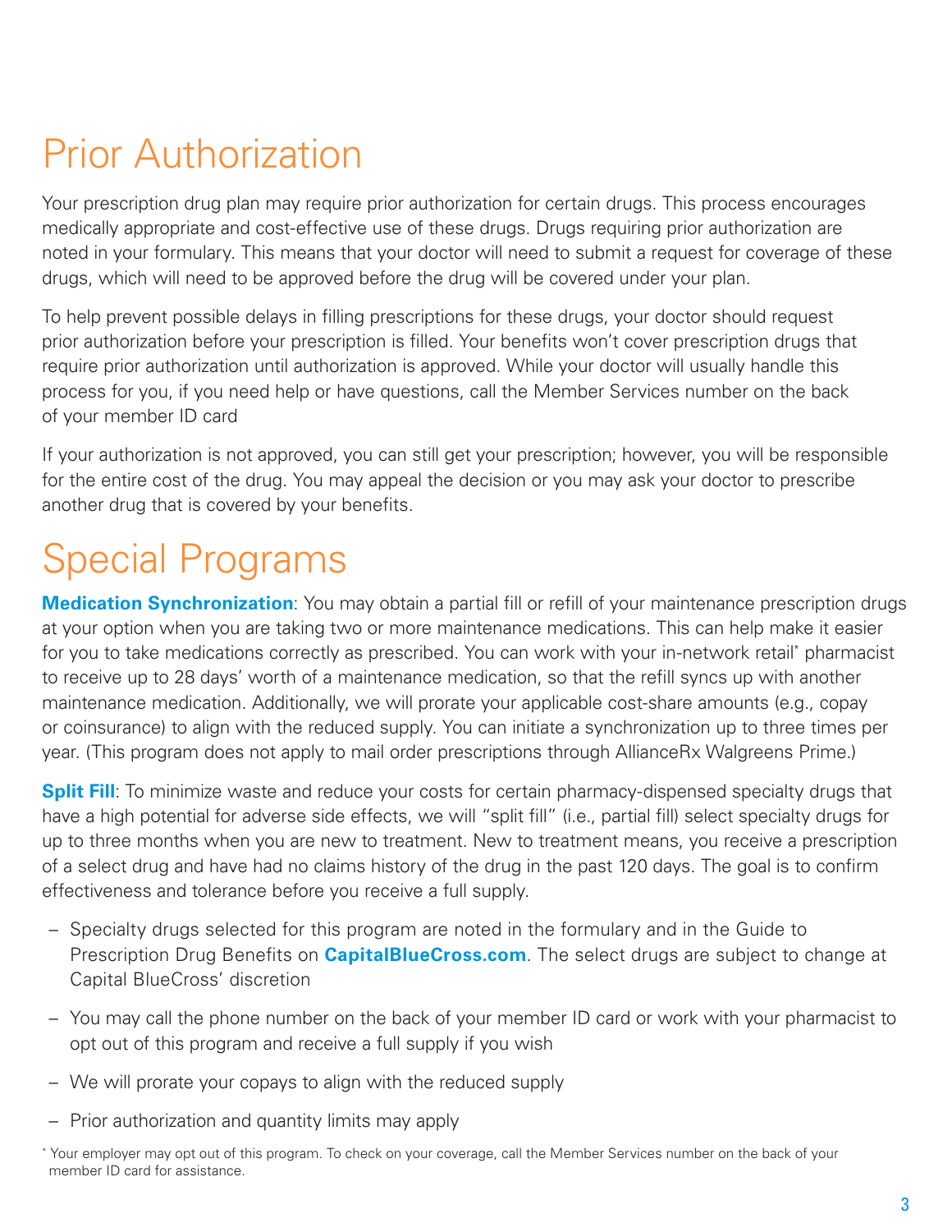# Prior Authorization

Your prescription drug plan may require prior authorization for certain drugs. This process encourages medically appropriate and cost-effective use of these drugs. Drugs requiring prior authorization are noted in your formulary. This means that your doctor will need to submit a request for coverage of these drugs, which will need to be approved before the drug will be covered under your plan.

To help prevent possible delays in filling prescriptions for these drugs, your doctor should request prior authorization before your prescription is filled. Your benefits won't cover prescription drugs that require prior authorization until authorization is approved. While your doctor will usually handle this process for you, if you need help or have questions, call the Member Services number on the back of your member ID card

If your authorization is not approved, you can still get your prescription; however, you will be responsible for the entire cost of the drug. You may appeal the decision or you may ask your doctor to prescribe another drug that is covered by your benefits.

# Special Programs

**Medication Synchronization**: You may obtain a partial fill or refill of your maintenance prescription drugs at your option when you are taking two or more maintenance medications. This can help make it easier for you to take medications correctly as prescribed. You can work with your in-network retail* pharmacist to receive up to 28 days' worth of a maintenance medication, so that the refill syncs up with another maintenance medication. Additionally, we will prorate your applicable cost-share amounts (e.g., copay or coinsurance) to align with the reduced supply. You can initiate a synchronization up to three times per year. (This program does not apply to mail order prescriptions through AllianceRx Walgreens Prime.)

**Split Fill**: To minimize waste and reduce your costs for certain pharmacy-dispensed specialty drugs that have a high potential for adverse side effects, we will "split fill" (i.e., partial fill) select specialty drugs for up to three months when you are new to treatment. New to treatment means, you receive a prescription of a select drug and have had no claims history of the drug in the past 120 days. The goal is to confirm effectiveness and tolerance before you receive a full supply.

- Specialty drugs selected for this program are noted in the formulary and in the Guide to Prescription Drug Benefits on **CapitalBlueCross.com**. The select drugs are subject to change at Capital BlueCross' discretion
- You may call the phone number on the back of your member ID card or work with your pharmacist to opt out of this program and receive a full supply if you wish
- We will prorate your copays to align with the reduced supply
- Prior authorization and quantity limits may apply

* Your employer may opt out of this program. To check on your coverage, call the Member Services number on the back of your member ID card for assistance.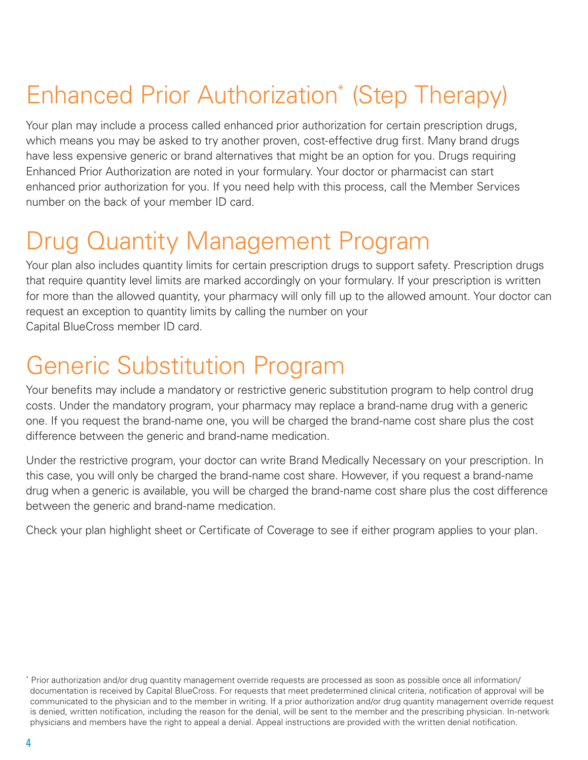# Enhanced Prior Authorization* (Step Therapy)

Your plan may include a process called enhanced prior authorization for certain prescription drugs, which means you may be asked to try another proven, cost-effective drug first. Many brand drugs have less expensive generic or brand alternatives that might be an option for you. Drugs requiring Enhanced Prior Authorization are noted in your formulary. Your doctor or pharmacist can start enhanced prior authorization for you. If you need help with this process, call the Member Services number on the back of your member ID card.

# Drug Quantity Management Program

Your plan also includes quantity limits for certain prescription drugs to support safety. Prescription drugs that require quantity level limits are marked accordingly on your formulary. If your prescription is written for more than the allowed quantity, your pharmacy will only fill up to the allowed amount. Your doctor can request an exception to quantity limits by calling the number on your Capital BlueCross member ID card.

# Generic Substitution Program

Your benefits may include a mandatory or restrictive generic substitution program to help control drug costs. Under the mandatory program, your pharmacy may replace a brand-name drug with a generic one. If you request the brand-name one, you will be charged the brand-name cost share plus the cost difference between the generic and brand-name medication.

Under the restrictive program, your doctor can write Brand Medically Necessary on your prescription. In this case, you will only be charged the brand-name cost share. However, if you request a brand-name drug when a generic is available, you will be charged the brand-name cost share plus the cost difference between the generic and brand-name medication.

Check your plan highlight sheet or Certificate of Coverage to see if either program applies to your plan.

* Prior authorization and/or drug quantity management override requests are processed as soon as possible once all information/documentation is received by Capital BlueCross. For requests that meet predetermined clinical criteria, notification of approval will be communicated to the physician and to the member in writing. If a prior authorization and/or drug quantity management override request is denied, written notification, including the reason for the denial, will be sent to the member and the prescribing physician. In-network physicians and members have the right to appeal a denial. Appeal instructions are provided with the written denial notification.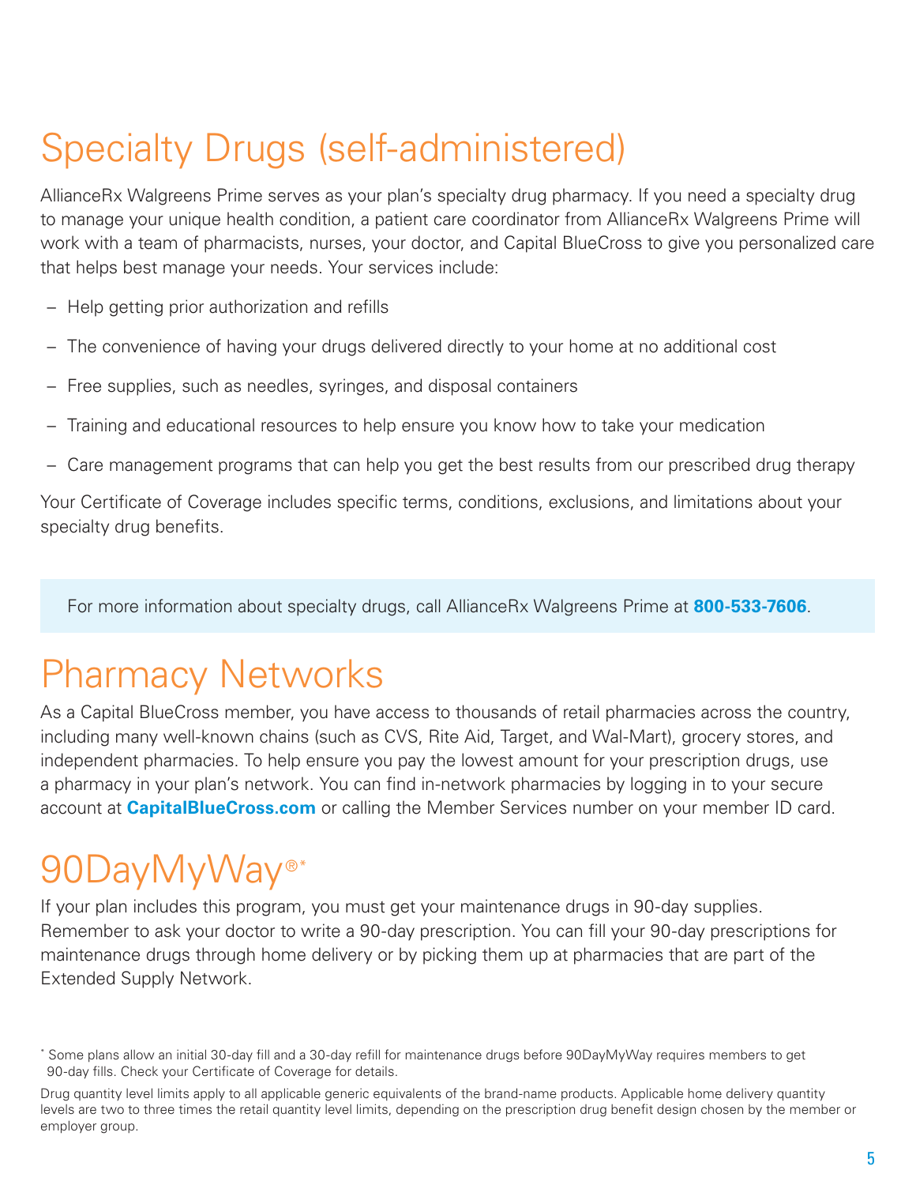# Specialty Drugs (self-administered)

AllianceRx Walgreens Prime serves as your plan's specialty drug pharmacy. If you need a specialty drug to manage your unique health condition, a patient care coordinator from AllianceRx Walgreens Prime will work with a team of pharmacists, nurses, your doctor, and Capital BlueCross to give you personalized care that helps best manage your needs. Your services include:

- Help getting prior authorization and refills
- The convenience of having your drugs delivered directly to your home at no additional cost
- Free supplies, such as needles, syringes, and disposal containers
- Training and educational resources to help ensure you know how to take your medication
- Care management programs that can help you get the best results from our prescribed drug therapy

Your Certificate of Coverage includes specific terms, conditions, exclusions, and limitations about your specialty drug benefits.

For more information about specialty drugs, call AllianceRx Walgreens Prime at **800-533-7606**.

# Pharmacy Networks

As a Capital BlueCross member, you have access to thousands of retail pharmacies across the country, including many well-known chains (such as CVS, Rite Aid, Target, and Wal-Mart), grocery stores, and independent pharmacies. To help ensure you pay the lowest amount for your prescription drugs, use a pharmacy in your plan's network. You can find in-network pharmacies by logging in to your secure account at **CapitalBlueCross.com** or calling the Member Services number on your member ID card.

# 90DayMyWay®*

If your plan includes this program, you must get your maintenance drugs in 90-day supplies. Remember to ask your doctor to write a 90-day prescription. You can fill your 90-day prescriptions for maintenance drugs through home delivery or by picking them up at pharmacies that are part of the Extended Supply Network.

* Some plans allow an initial 30-day fill and a 30-day refill for maintenance drugs before 90DayMyWay requires members to get 90-day fills. Check your Certificate of Coverage for details.

Drug quantity level limits apply to all applicable generic equivalents of the brand-name products. Applicable home delivery quantity levels are two to three times the retail quantity level limits, depending on the prescription drug benefit design chosen by the member or employer group.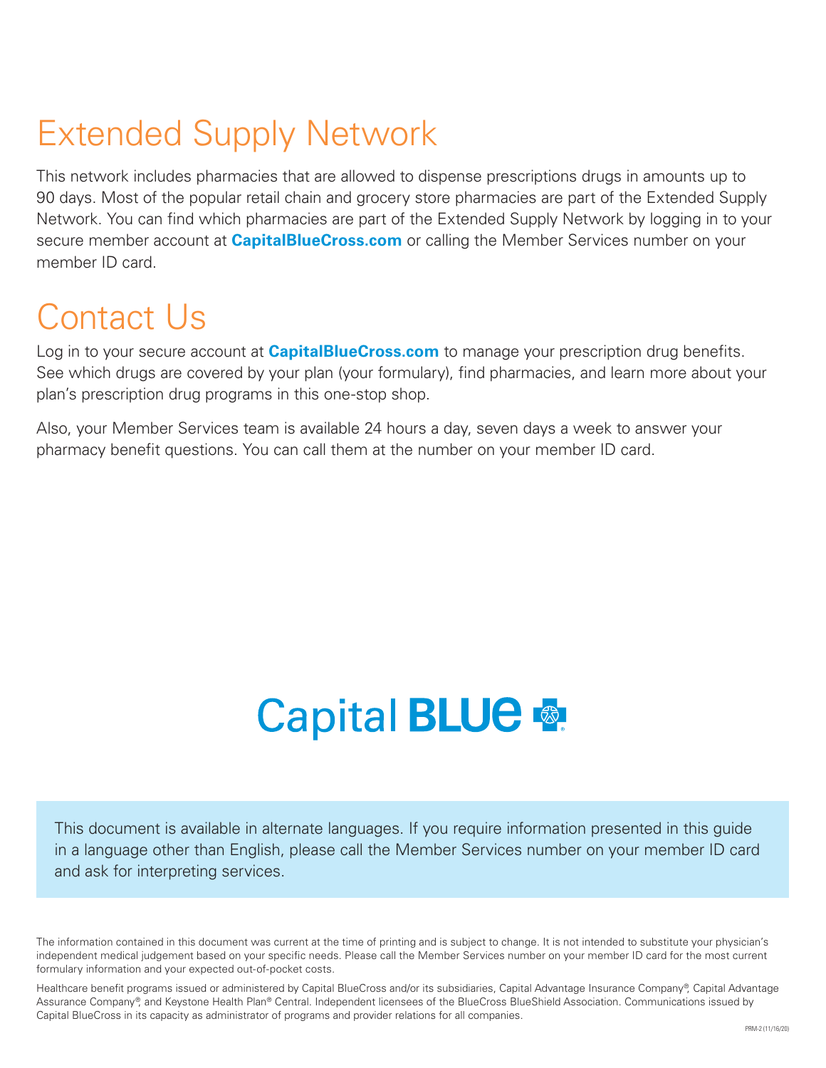# Extended Supply Network

This network includes pharmacies that are allowed to dispense prescriptions drugs in amounts up to 90 days. Most of the popular retail chain and grocery store pharmacies are part of the Extended Supply Network. You can find which pharmacies are part of the Extended Supply Network by logging in to your secure member account at **CapitalBlueCross.com** or calling the Member Services number on your member ID card.

# Contact Us

Log in to your secure account at **CapitalBlueCross.com** to manage your prescription drug benefits. See which drugs are covered by your plan (your formulary), find pharmacies, and learn more about your plan's prescription drug programs in this one-stop shop.

Also, your Member Services team is available 24 hours a day, seven days a week to answer your pharmacy benefit questions. You can call them at the number on your member ID card.

Capital BLUE

This document is available in alternate languages. If you require information presented in this guide in a language other than English, please call the Member Services number on your member ID card and ask for interpreting services.

The information contained in this document was current at the time of printing and is subject to change. It is not intended to substitute your physician's independent medical judgement based on your specific needs. Please call the Member Services number on your member ID card for the most current formulary information and your expected out-of-pocket costs.

Healthcare benefit programs issued or administered by Capital BlueCross and/or its subsidiaries, Capital Advantage Insurance Company®, Capital Advantage Assurance Company®, and Keystone Health Plan® Central. Independent licensees of the BlueCross BlueShield Association. Communications issued by Capital BlueCross in its capacity as administrator of programs and provider relations for all companies.

PRM-2 (11/16/20)